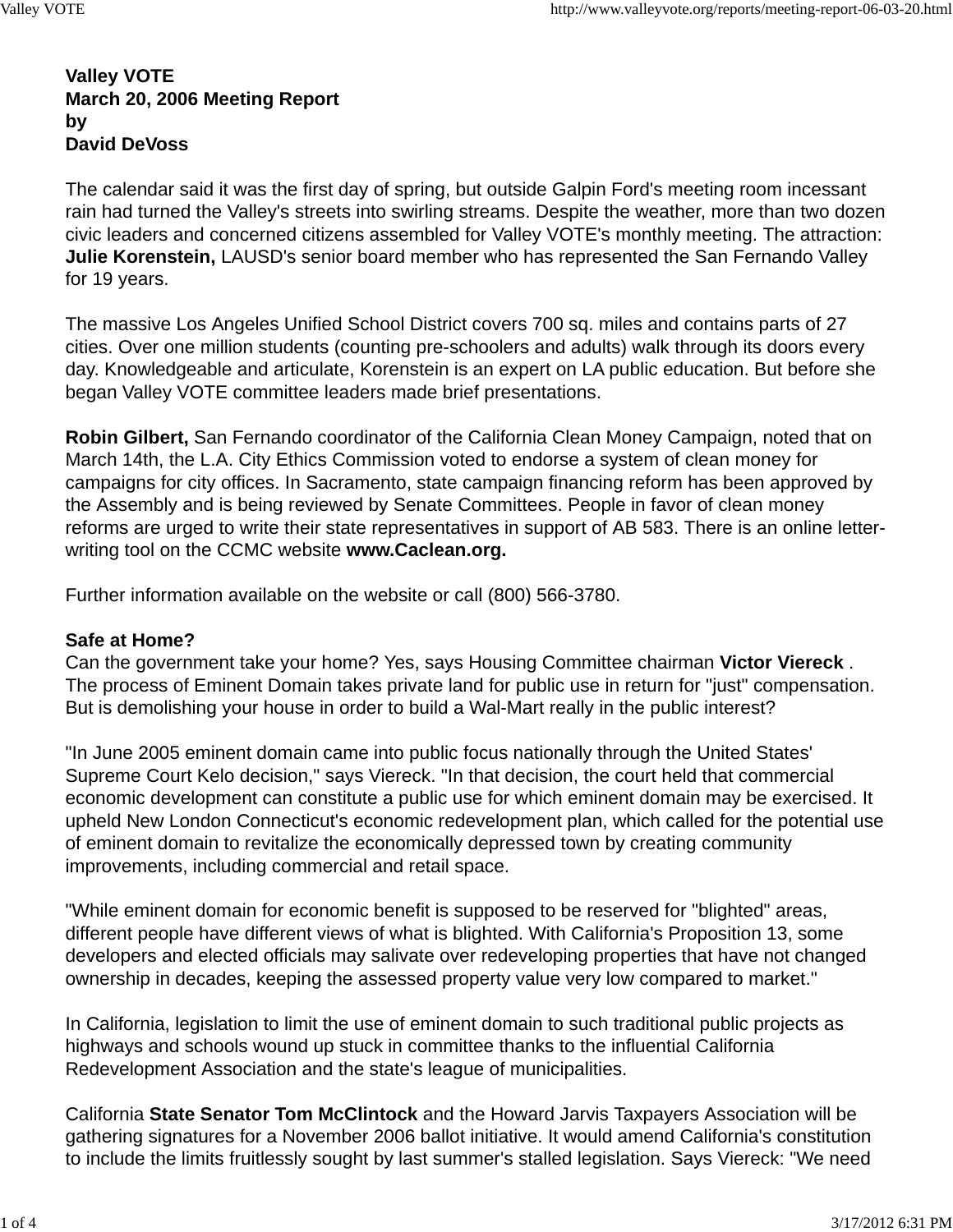**Valley VOTE**
**March 20, 2006 Meeting Report**
**by**
**David DeVoss**

The calendar said it was the first day of spring, but outside Galpin Ford's meeting room incessant rain had turned the Valley's streets into swirling streams. Despite the weather, more than two dozen civic leaders and concerned citizens assembled for Valley VOTE's monthly meeting. The attraction: **Julie Korenstein,** LAUSD's senior board member who has represented the San Fernando Valley for 19 years.

The massive Los Angeles Unified School District covers 700 sq. miles and contains parts of 27 cities. Over one million students (counting pre-schoolers and adults) walk through its doors every day. Knowledgeable and articulate, Korenstein is an expert on LA public education. But before she began Valley VOTE committee leaders made brief presentations.

**Robin Gilbert,** San Fernando coordinator of the California Clean Money Campaign, noted that on March 14th, the L.A. City Ethics Commission voted to endorse a system of clean money for campaigns for city offices. In Sacramento, state campaign financing reform has been approved by the Assembly and is being reviewed by Senate Committees. People in favor of clean money reforms are urged to write their state representatives in support of AB 583. There is an online letter-writing tool on the CCMC website **www.Caclean.org.**

Further information available on the website or call (800) 566-3780.

**Safe at Home?**
Can the government take your home? Yes, says Housing Committee chairman **Victor Viereck** . The process of Eminent Domain takes private land for public use in return for "just" compensation. But is demolishing your house in order to build a Wal-Mart really in the public interest?

"In June 2005 eminent domain came into public focus nationally through the United States' Supreme Court Kelo decision," says Viereck. "In that decision, the court held that commercial economic development can constitute a public use for which eminent domain may be exercised. It upheld New London Connecticut's economic redevelopment plan, which called for the potential use of eminent domain to revitalize the economically depressed town by creating community improvements, including commercial and retail space.

"While eminent domain for economic benefit is supposed to be reserved for "blighted" areas, different people have different views of what is blighted. With California's Proposition 13, some developers and elected officials may salivate over redeveloping properties that have not changed ownership in decades, keeping the assessed property value very low compared to market."

In California, legislation to limit the use of eminent domain to such traditional public projects as highways and schools wound up stuck in committee thanks to the influential California Redevelopment Association and the state's league of municipalities.

California **State Senator Tom McClintock** and the Howard Jarvis Taxpayers Association will be gathering signatures for a November 2006 ballot initiative. It would amend California's constitution to include the limits fruitlessly sought by last summer's stalled legislation. Says Viereck: "We need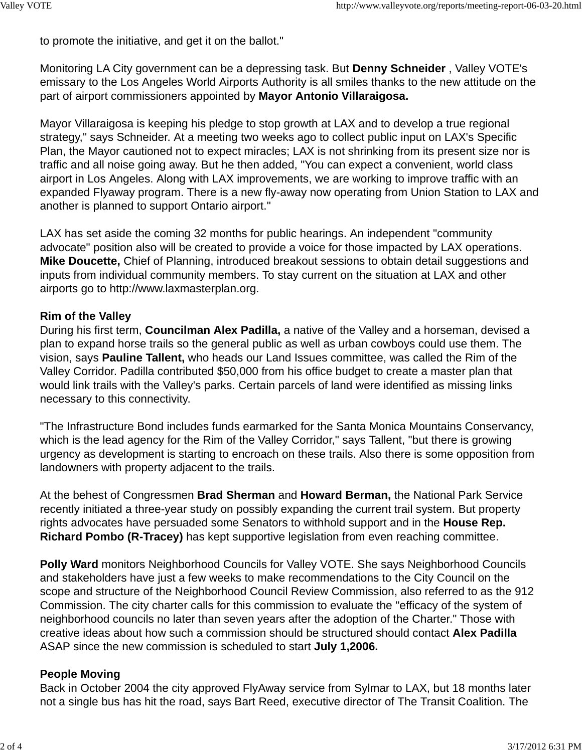to promote the initiative, and get it on the ballot."

Monitoring LA City government can be a depressing task. But **Denny Schneider** , Valley VOTE's emissary to the Los Angeles World Airports Authority is all smiles thanks to the new attitude on the part of airport commissioners appointed by **Mayor Antonio Villaraigosa.**

Mayor Villaraigosa is keeping his pledge to stop growth at LAX and to develop a true regional strategy," says Schneider. At a meeting two weeks ago to collect public input on LAX's Specific Plan, the Mayor cautioned not to expect miracles; LAX is not shrinking from its present size nor is traffic and all noise going away. But he then added, "You can expect a convenient, world class airport in Los Angeles. Along with LAX improvements, we are working to improve traffic with an expanded Flyaway program. There is a new fly-away now operating from Union Station to LAX and another is planned to support Ontario airport."

LAX has set aside the coming 32 months for public hearings. An independent "community advocate" position also will be created to provide a voice for those impacted by LAX operations. **Mike Doucette,** Chief of Planning, introduced breakout sessions to obtain detail suggestions and inputs from individual community members. To stay current on the situation at LAX and other airports go to http://www.laxmasterplan.org.

**Rim of the Valley**
During his first term, **Councilman Alex Padilla,** a native of the Valley and a horseman, devised a plan to expand horse trails so the general public as well as urban cowboys could use them. The vision, says **Pauline Tallent,** who heads our Land Issues committee, was called the Rim of the Valley Corridor. Padilla contributed $50,000 from his office budget to create a master plan that would link trails with the Valley's parks. Certain parcels of land were identified as missing links necessary to this connectivity.

"The Infrastructure Bond includes funds earmarked for the Santa Monica Mountains Conservancy, which is the lead agency for the Rim of the Valley Corridor," says Tallent, "but there is growing urgency as development is starting to encroach on these trails. Also there is some opposition from landowners with property adjacent to the trails.

At the behest of Congressmen **Brad Sherman** and **Howard Berman,** the National Park Service recently initiated a three-year study on possibly expanding the current trail system. But property rights advocates have persuaded some Senators to withhold support and in the **House Rep. Richard Pombo (R-Tracey)** has kept supportive legislation from even reaching committee.

**Polly Ward** monitors Neighborhood Councils for Valley VOTE. She says Neighborhood Councils and stakeholders have just a few weeks to make recommendations to the City Council on the scope and structure of the Neighborhood Council Review Commission, also referred to as the 912 Commission. The city charter calls for this commission to evaluate the "efficacy of the system of neighborhood councils no later than seven years after the adoption of the Charter." Those with creative ideas about how such a commission should be structured should contact **Alex Padilla** ASAP since the new commission is scheduled to start **July 1,2006.**

**People Moving**
Back in October 2004 the city approved FlyAway service from Sylmar to LAX, but 18 months later not a single bus has hit the road, says Bart Reed, executive director of The Transit Coalition. The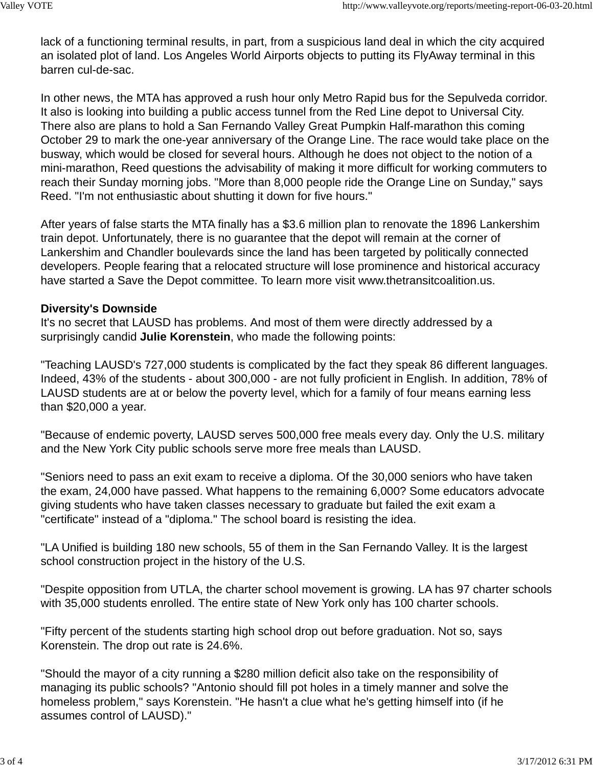lack of a functioning terminal results, in part, from a suspicious land deal in which the city acquired an isolated plot of land. Los Angeles World Airports objects to putting its FlyAway terminal in this barren cul-de-sac.

In other news, the MTA has approved a rush hour only Metro Rapid bus for the Sepulveda corridor. It also is looking into building a public access tunnel from the Red Line depot to Universal City. There also are plans to hold a San Fernando Valley Great Pumpkin Half-marathon this coming October 29 to mark the one-year anniversary of the Orange Line. The race would take place on the busway, which would be closed for several hours. Although he does not object to the notion of a mini-marathon, Reed questions the advisability of making it more difficult for working commuters to reach their Sunday morning jobs. "More than 8,000 people ride the Orange Line on Sunday," says Reed. "I'm not enthusiastic about shutting it down for five hours."

After years of false starts the MTA finally has a $3.6 million plan to renovate the 1896 Lankershim train depot. Unfortunately, there is no guarantee that the depot will remain at the corner of Lankershim and Chandler boulevards since the land has been targeted by politically connected developers. People fearing that a relocated structure will lose prominence and historical accuracy have started a Save the Depot committee. To learn more visit www.thetransitcoalition.us.

**Diversity's Downside**

It's no secret that LAUSD has problems. And most of them were directly addressed by a surprisingly candid **Julie Korenstein**, who made the following points:

"Teaching LAUSD's 727,000 students is complicated by the fact they speak 86 different languages. Indeed, 43% of the students - about 300,000 - are not fully proficient in English. In addition, 78% of LAUSD students are at or below the poverty level, which for a family of four means earning less than $20,000 a year.

"Because of endemic poverty, LAUSD serves 500,000 free meals every day. Only the U.S. military and the New York City public schools serve more free meals than LAUSD.

"Seniors need to pass an exit exam to receive a diploma. Of the 30,000 seniors who have taken the exam, 24,000 have passed. What happens to the remaining 6,000? Some educators advocate giving students who have taken classes necessary to graduate but failed the exit exam a "certificate" instead of a "diploma." The school board is resisting the idea.

"LA Unified is building 180 new schools, 55 of them in the San Fernando Valley. It is the largest school construction project in the history of the U.S.

"Despite opposition from UTLA, the charter school movement is growing. LA has 97 charter schools with 35,000 students enrolled. The entire state of New York only has 100 charter schools.

"Fifty percent of the students starting high school drop out before graduation. Not so, says Korenstein. The drop out rate is 24.6%.

"Should the mayor of a city running a $280 million deficit also take on the responsibility of managing its public schools? "Antonio should fill pot holes in a timely manner and solve the homeless problem," says Korenstein. "He hasn't a clue what he's getting himself into (if he assumes control of LAUSD)."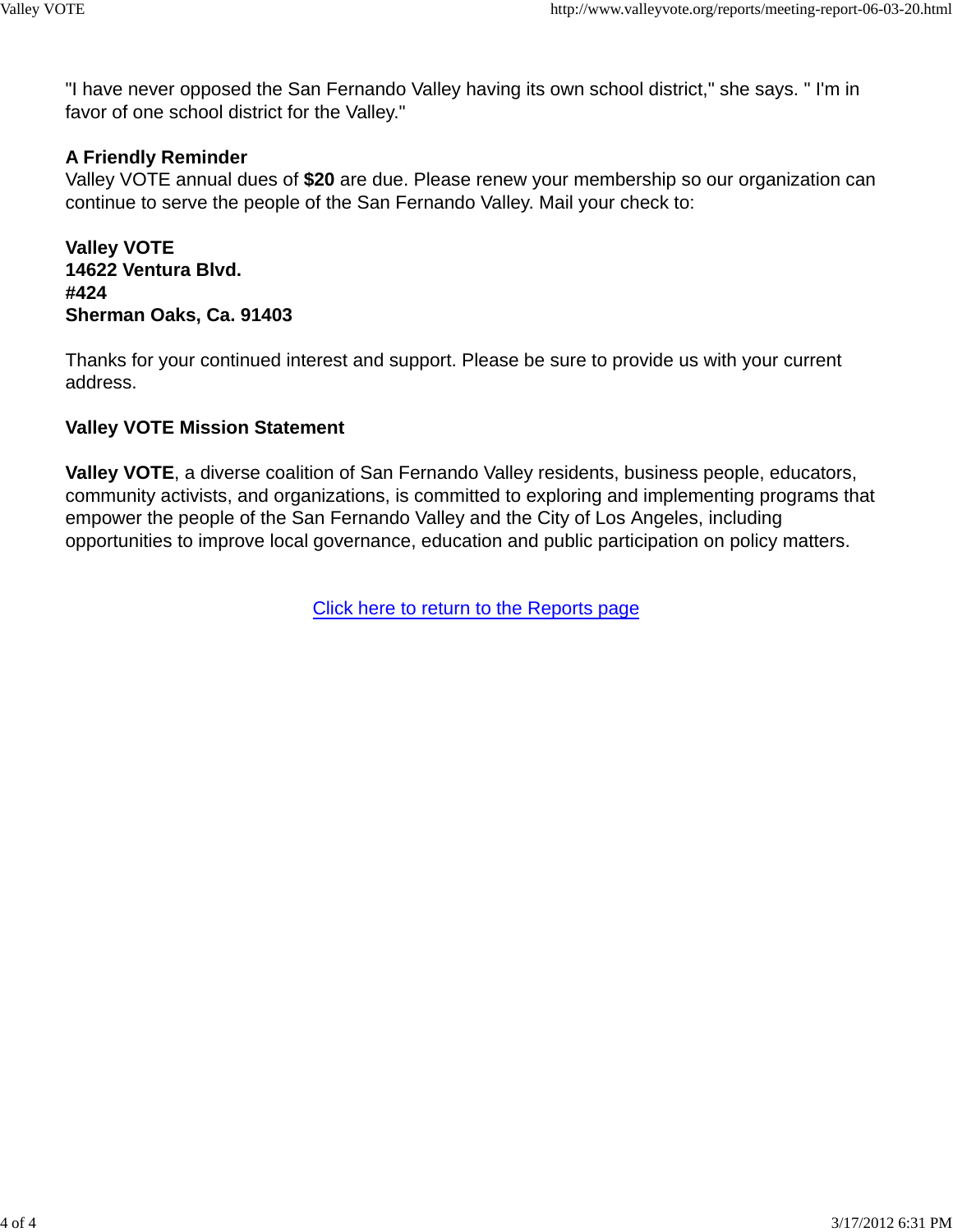"I have never opposed the San Fernando Valley having its own school district," she says. " I'm in favor of one school district for the Valley."

**A Friendly Reminder**
Valley VOTE annual dues of **$20** are due. Please renew your membership so our organization can continue to serve the people of the San Fernando Valley. Mail your check to:

**Valley VOTE**
**14622 Ventura Blvd.**
**#424**
**Sherman Oaks, Ca. 91403**

Thanks for your continued interest and support. Please be sure to provide us with your current address.

**Valley VOTE Mission Statement**

**Valley VOTE**, a diverse coalition of San Fernando Valley residents, business people, educators, community activists, and organizations, is committed to exploring and implementing programs that empower the people of the San Fernando Valley and the City of Los Angeles, including opportunities to improve local governance, education and public participation on policy matters.

Click here to return to the Reports page